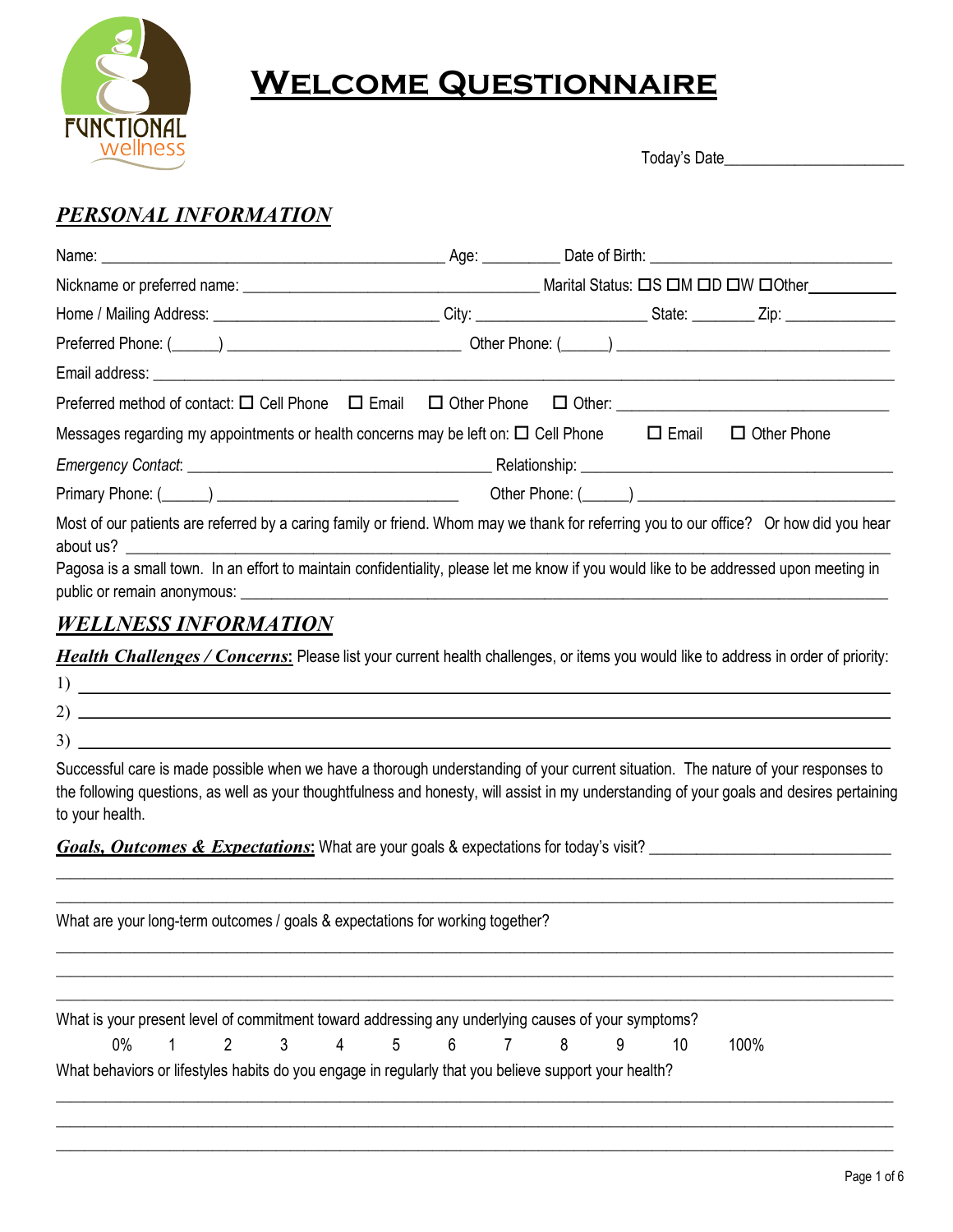FUNCTIONAL wellness

# WELCOME QUESTIONNAIRE

Today's Date_______________________

## *PERSONAL INFORMATION*

Name: ____________________________________________ Age: __________ Date of Birth: ______________________________

Nickname or preferred name: _____________________________________ Marital Status: ☐S ☐M ☐D ☐W ☐Other__________

Home / Mailing Address: ____________________________ City: ______________________ State: ________ Zip: ______________

Preferred Phone: (______) _____________________________ Other Phone: (______) __________________________________

Email address: _____________________________________________________________________________________________

Preferred method of contact: ☐ Cell Phone ☐ Email ☐ Other Phone ☐ Other: __________________________________

Messages regarding my appointments or health concerns may be left on: ☐ Cell Phone ☐ Email ☐ Other Phone

*Emergency Contact*: ______________________________________ Relationship: ________________________________________

Primary Phone: (______) ______________________________ Other Phone: (______) ________________________________

Most of our patients are referred by a caring family or friend. Whom may we thank for referring you to our office? Or how did you hear about us? ___________________________________________________________________________________________

Pagosa is a small town. In an effort to maintain confidentiality, please let me know if you would like to be addressed upon meeting in public or remain anonymous: ______________________________________________________________________________

## *WELLNESS INFORMATION*

***Health Challenges / Concerns***: Please list your current health challenges, or items you would like to address in order of priority:

1) ______________________________________________________________________________________________

2) ______________________________________________________________________________________________

3) ______________________________________________________________________________________________

Successful care is made possible when we have a thorough understanding of your current situation. The nature of your responses to the following questions, as well as your thoughtfulness and honesty, will assist in my understanding of your goals and desires pertaining to your health.

***Goals, Outcomes & Expectations***: What are your goals & expectations for today's visit? ________________________________

_____________________________________________________________________________________________________

_____________________________________________________________________________________________________

What are your long-term outcomes / goals & expectations for working together?

_____________________________________________________________________________________________________

_____________________________________________________________________________________________________

_____________________________________________________________________________________________________

What is your present level of commitment toward addressing any underlying causes of your symptoms?

0% 1 2 3 4 5 6 7 8 9 10 100%

What behaviors or lifestyles habits do you engage in regularly that you believe support your health?

_____________________________________________________________________________________________________

_____________________________________________________________________________________________________

_____________________________________________________________________________________________________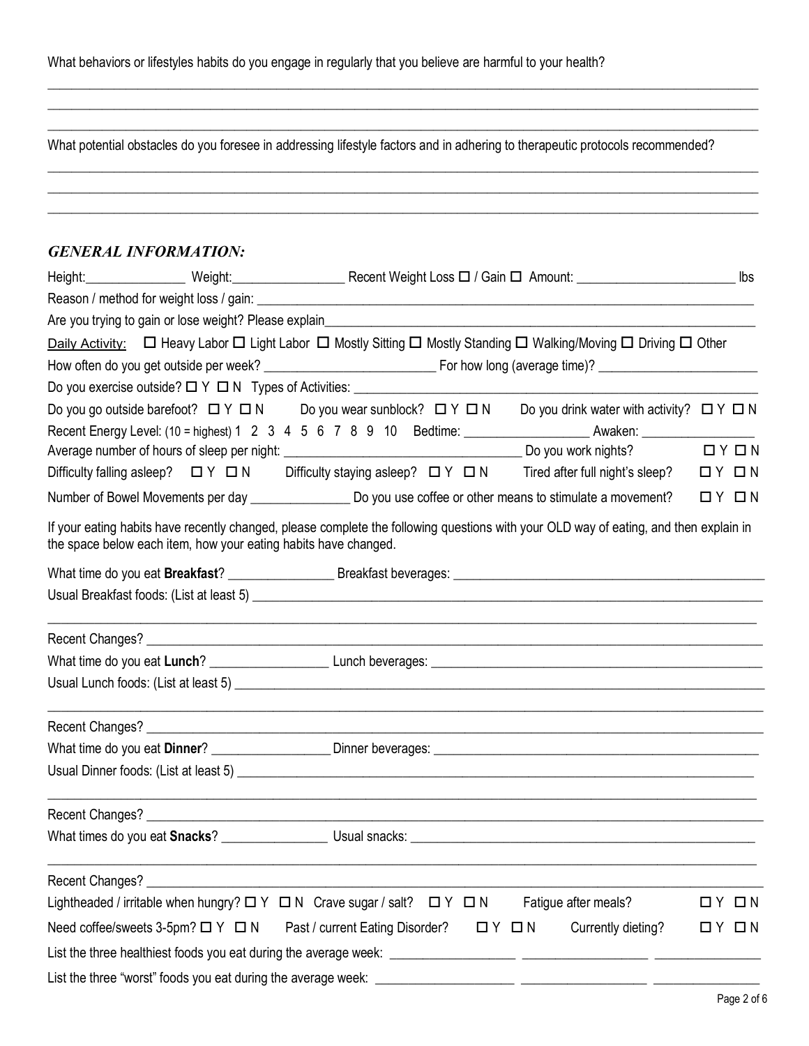What behaviors or lifestyles habits do you engage in regularly that you believe are harmful to your health?

\_\_\_\_\_\_\_\_\_\_\_\_\_\_\_\_\_\_\_\_\_\_\_\_\_\_\_\_\_\_\_\_\_\_\_\_\_\_\_\_\_\_\_\_\_\_\_\_\_\_\_\_\_\_\_\_\_\_\_\_\_\_\_\_\_\_\_\_\_\_\_\_\_\_\_\_\_\_

\_\_\_\_\_\_\_\_\_\_\_\_\_\_\_\_\_\_\_\_\_\_\_\_\_\_\_\_\_\_\_\_\_\_\_\_\_\_\_\_\_\_\_\_\_\_\_\_\_\_\_\_\_\_\_\_\_\_\_\_\_\_\_\_\_\_\_\_\_\_\_\_\_\_\_\_\_\_

\_\_\_\_\_\_\_\_\_\_\_\_\_\_\_\_\_\_\_\_\_\_\_\_\_\_\_\_\_\_\_\_\_\_\_\_\_\_\_\_\_\_\_\_\_\_\_\_\_\_\_\_\_\_\_\_\_\_\_\_\_\_\_\_\_\_\_\_\_\_\_\_\_\_\_\_\_\_

What potential obstacles do you foresee in addressing lifestyle factors and in adhering to therapeutic protocols recommended?

\_\_\_\_\_\_\_\_\_\_\_\_\_\_\_\_\_\_\_\_\_\_\_\_\_\_\_\_\_\_\_\_\_\_\_\_\_\_\_\_\_\_\_\_\_\_\_\_\_\_\_\_\_\_\_\_\_\_\_\_\_\_\_\_\_\_\_\_\_\_\_\_\_\_\_\_\_\_

\_\_\_\_\_\_\_\_\_\_\_\_\_\_\_\_\_\_\_\_\_\_\_\_\_\_\_\_\_\_\_\_\_\_\_\_\_\_\_\_\_\_\_\_\_\_\_\_\_\_\_\_\_\_\_\_\_\_\_\_\_\_\_\_\_\_\_\_\_\_\_\_\_\_\_\_\_\_

\_\_\_\_\_\_\_\_\_\_\_\_\_\_\_\_\_\_\_\_\_\_\_\_\_\_\_\_\_\_\_\_\_\_\_\_\_\_\_\_\_\_\_\_\_\_\_\_\_\_\_\_\_\_\_\_\_\_\_\_\_\_\_\_\_\_\_\_\_\_\_\_\_\_\_\_\_\_

## *GENERAL INFORMATION:*

Height:\_\_\_\_\_\_\_\_\_\_\_\_\_\_\_ Weight:\_\_\_\_\_\_\_\_\_\_\_\_\_\_\_\_ Recent Weight Loss ☐ / Gain ☐ Amount: \_\_\_\_\_\_\_\_\_\_\_\_\_\_\_\_\_\_\_\_\_\_\_ lbs

Reason / method for weight loss / gain: \_\_\_\_\_\_\_\_\_\_\_\_\_\_\_\_\_\_\_\_\_\_\_\_\_\_\_\_\_\_\_\_\_\_\_\_\_\_\_\_\_\_\_\_\_\_\_\_\_\_\_\_\_\_\_\_

Are you trying to gain or lose weight? Please explain\_\_\_\_\_\_\_\_\_\_\_\_\_\_\_\_\_\_\_\_\_\_\_\_\_\_\_\_\_\_\_\_\_\_\_\_\_\_\_\_\_\_\_\_\_\_\_\_

<u>Daily Activity:</u> ☐ Heavy Labor ☐ Light Labor ☐ Mostly Sitting ☐ Mostly Standing ☐ Walking/Moving ☐ Driving ☐ Other

How often do you get outside per week? \_\_\_\_\_\_\_\_\_\_\_\_\_\_\_\_\_\_\_\_\_\_\_\_\_ For how long (average time)? \_\_\_\_\_\_\_\_\_\_\_\_\_\_\_\_\_\_\_\_\_\_\_

Do you exercise outside? ☐ Y ☐ N Types of Activities: \_\_\_\_\_\_\_\_\_\_\_\_\_\_\_\_\_\_\_\_\_\_\_\_\_\_\_\_\_\_\_\_\_\_\_\_\_\_\_\_\_\_\_\_\_\_\_\_\_\_

Do you go outside barefoot? ☐ Y ☐ N Do you wear sunblock? ☐ Y ☐ N Do you drink water with activity? ☐ Y ☐ N

Recent Energy Level: (10 = highest) 1 2 3 4 5 6 7 8 9 10 Bedtime: \_\_\_\_\_\_\_\_\_\_\_\_\_\_\_\_\_\_ Awaken: \_\_\_\_\_\_\_\_\_\_\_\_\_\_\_\_

Average number of hours of sleep per night: \_\_\_\_\_\_\_\_\_\_\_\_\_\_\_\_\_\_\_\_\_\_\_\_\_\_\_\_\_\_\_\_\_\_\_ Do you work nights? ☐ Y ☐ N

Difficulty falling asleep? ☐ Y ☐ N Difficulty staying asleep? ☐ Y ☐ N Tired after full night's sleep? ☐ Y ☐ N

Number of Bowel Movements per day \_\_\_\_\_\_\_\_\_\_\_\_\_\_\_ Do you use coffee or other means to stimulate a movement? ☐ Y ☐ N

If your eating habits have recently changed, please complete the following questions with your OLD way of eating, and then explain in the space below each item, how your eating habits have changed.

What time do you eat **Breakfast**? \_\_\_\_\_\_\_\_\_\_\_\_\_\_\_\_ Breakfast beverages: \_\_\_\_\_\_\_\_\_\_\_\_\_\_\_\_\_\_\_\_\_\_\_\_\_\_\_\_\_\_\_\_\_\_\_\_\_\_\_\_\_\_\_\_\_

Usual Breakfast foods: (List at least 5) \_\_\_\_\_\_\_\_\_\_\_\_\_\_\_\_\_\_\_\_\_\_\_\_\_\_\_\_\_\_\_\_\_\_\_\_\_\_\_\_\_\_\_\_\_\_\_\_\_\_\_\_\_\_\_\_\_\_\_\_

\_\_\_\_\_\_\_\_\_\_\_\_\_\_\_\_\_\_\_\_\_\_\_\_\_\_\_\_\_\_\_\_\_\_\_\_\_\_\_\_\_\_\_\_\_\_\_\_\_\_\_\_\_\_\_\_\_\_\_\_\_\_\_\_\_\_\_\_\_\_\_\_\_\_\_\_\_\_

Recent Changes? \_\_\_\_\_\_\_\_\_\_\_\_\_\_\_\_\_\_\_\_\_\_\_\_\_\_\_\_\_\_\_\_\_\_\_\_\_\_\_\_\_\_\_\_\_\_\_\_\_\_\_\_\_\_\_\_\_\_\_\_\_\_\_\_\_\_\_\_\_\_\_\_

What time do you eat **Lunch**? \_\_\_\_\_\_\_\_\_\_\_\_\_\_\_\_\_ Lunch beverages: \_\_\_\_\_\_\_\_\_\_\_\_\_\_\_\_\_\_\_\_\_\_\_\_\_\_\_\_\_\_\_\_\_\_\_\_\_\_\_\_\_\_\_\_\_\_\_\_

Usual Lunch foods: (List at least 5) \_\_\_\_\_\_\_\_\_\_\_\_\_\_\_\_\_\_\_\_\_\_\_\_\_\_\_\_\_\_\_\_\_\_\_\_\_\_\_\_\_\_\_\_\_\_\_\_\_\_\_\_\_\_\_\_\_\_\_\_\_\_

\_\_\_\_\_\_\_\_\_\_\_\_\_\_\_\_\_\_\_\_\_\_\_\_\_\_\_\_\_\_\_\_\_\_\_\_\_\_\_\_\_\_\_\_\_\_\_\_\_\_\_\_\_\_\_\_\_\_\_\_\_\_\_\_\_\_\_\_\_\_\_\_\_\_\_\_\_\_

Recent Changes? \_\_\_\_\_\_\_\_\_\_\_\_\_\_\_\_\_\_\_\_\_\_\_\_\_\_\_\_\_\_\_\_\_\_\_\_\_\_\_\_\_\_\_\_\_\_\_\_\_\_\_\_\_\_\_\_\_\_\_\_\_\_\_\_\_\_\_\_\_\_\_\_

What time do you eat **Dinner**? \_\_\_\_\_\_\_\_\_\_\_\_\_\_\_\_\_ Dinner beverages: \_\_\_\_\_\_\_\_\_\_\_\_\_\_\_\_\_\_\_\_\_\_\_\_\_\_\_\_\_\_\_\_\_\_\_\_\_\_\_\_\_\_\_\_\_\_\_

Usual Dinner foods: (List at least 5) \_\_\_\_\_\_\_\_\_\_\_\_\_\_\_\_\_\_\_\_\_\_\_\_\_\_\_\_\_\_\_\_\_\_\_\_\_\_\_\_\_\_\_\_\_\_\_\_\_\_\_\_\_\_\_\_\_\_\_\_\_

\_\_\_\_\_\_\_\_\_\_\_\_\_\_\_\_\_\_\_\_\_\_\_\_\_\_\_\_\_\_\_\_\_\_\_\_\_\_\_\_\_\_\_\_\_\_\_\_\_\_\_\_\_\_\_\_\_\_\_\_\_\_\_\_\_\_\_\_\_\_\_\_\_\_\_\_\_\_

Recent Changes? \_\_\_\_\_\_\_\_\_\_\_\_\_\_\_\_\_\_\_\_\_\_\_\_\_\_\_\_\_\_\_\_\_\_\_\_\_\_\_\_\_\_\_\_\_\_\_\_\_\_\_\_\_\_\_\_\_\_\_\_\_\_\_\_\_\_\_\_\_\_\_\_

What times do you eat **Snacks**? \_\_\_\_\_\_\_\_\_\_\_\_\_\_\_\_ Usual snacks: \_\_\_\_\_\_\_\_\_\_\_\_\_\_\_\_\_\_\_\_\_\_\_\_\_\_\_\_\_\_\_\_\_\_\_\_\_\_\_\_\_\_\_\_\_\_\_\_\_\_

\_\_\_\_\_\_\_\_\_\_\_\_\_\_\_\_\_\_\_\_\_\_\_\_\_\_\_\_\_\_\_\_\_\_\_\_\_\_\_\_\_\_\_\_\_\_\_\_\_\_\_\_\_\_\_\_\_\_\_\_\_\_\_\_\_\_\_\_\_\_\_\_\_\_\_\_\_\_

Recent Changes? \_\_\_\_\_\_\_\_\_\_\_\_\_\_\_\_\_\_\_\_\_\_\_\_\_\_\_\_\_\_\_\_\_\_\_\_\_\_\_\_\_\_\_\_\_\_\_\_\_\_\_\_\_\_\_\_\_\_\_\_\_\_\_\_\_\_\_\_\_\_\_\_

Lightheaded / irritable when hungry? ☐ Y ☐ N Crave sugar / salt? ☐ Y ☐ N Fatigue after meals? ☐ Y ☐ N

Need coffee/sweets 3-5pm? ☐ Y ☐ N Past / current Eating Disorder? ☐ Y ☐ N Currently dieting? ☐ Y ☐ N

List the three healthiest foods you eat during the average week: \_\_\_\_\_\_\_\_\_\_\_\_\_\_\_\_\_\_\_ \_\_\_\_\_\_\_\_\_\_\_\_\_\_\_\_\_\_\_ \_\_\_\_\_\_\_\_\_\_\_\_\_\_\_\_

List the three "worst" foods you eat during the average week: \_\_\_\_\_\_\_\_\_\_\_\_\_\_\_\_\_\_\_\_\_ \_\_\_\_\_\_\_\_\_\_\_\_\_\_\_\_\_\_\_ \_\_\_\_\_\_\_\_\_\_\_\_\_\_\_\_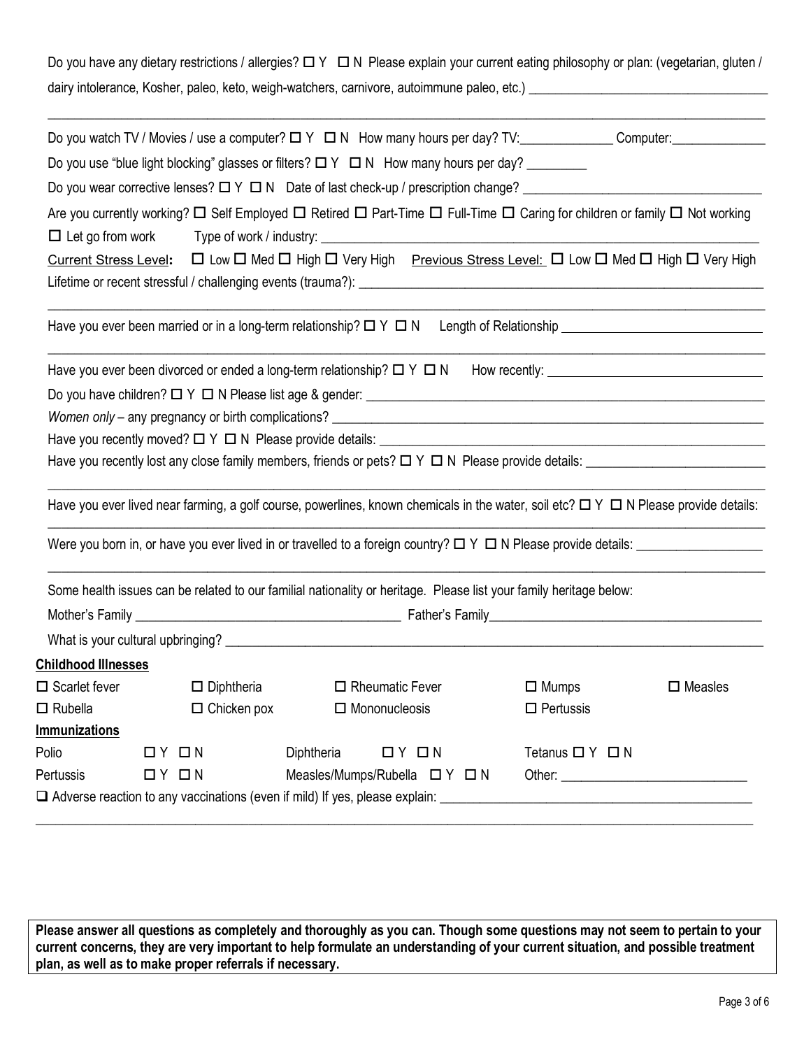Do you have any dietary restrictions / allergies? ☐ Y ☐ N Please explain your current eating philosophy or plan: (vegetarian, gluten / dairy intolerance, Kosher, paleo, keto, weigh-watchers, carnivore, autoimmune paleo, etc.) ____________________________________

______________________________________________________________________________________________________

Do you watch TV / Movies / use a computer? ☐ Y ☐ N How many hours per day? TV:______________ Computer:______________

Do you use "blue light blocking" glasses or filters? ☐ Y ☐ N How many hours per day? _________

Do you wear corrective lenses? ☐ Y ☐ N Date of last check-up / prescription change? ____________________________________

Are you currently working? ☐ Self Employed ☐ Retired ☐ Part-Time ☐ Full-Time ☐ Caring for children or family ☐ Not working ☐ Let go from work Type of work / industry: ______________________________________________________________

<u>Current Stress Level</u>**:** ☐ Low ☐ Med ☐ High ☐ Very High <u>Previous Stress Level:</u> ☐ Low ☐ Med ☐ High ☐ Very High

Lifetime or recent stressful / challenging events (trauma?): ______________________________________________________________

______________________________________________________________________________________________________

Have you ever been married or in a long-term relationship? ☐ Y ☐ N Length of Relationship ______________________________

______________________________________________________________________________________________________

Have you ever been divorced or ended a long-term relationship? ☐ Y ☐ N How recently: ______________________________

Do you have children? ☐ Y ☐ N Please list age & gender: ______________________________________________________________

*Women only* – any pregnancy or birth complications? ______________________________________________________________

Have you recently moved? ☐ Y ☐ N Please provide details: ______________________________________________________________

Have you recently lost any close family members, friends or pets? ☐ Y ☐ N Please provide details: ____________________________

______________________________________________________________________________________________________

Have you ever lived near farming, a golf course, powerlines, known chemicals in the water, soil etc? ☐ Y ☐ N Please provide details:

______________________________________________________________________________________________________

Were you born in, or have you ever lived in or travelled to a foreign country? ☐ Y ☐ N Please provide details: ___________________

______________________________________________________________________________________________________

Some health issues can be related to our familial nationality or heritage. Please list your family heritage below:

Mother's Family ________________________________________ Father's Family________________________________________

What is your cultural upbringing? ______________________________________________________________________________

**<u>Childhood Illnesses</u>**

| | | | | |
|---|---|---|---|---|
| ☐ Scarlet fever | ☐ Diphtheria | ☐ Rheumatic Fever | ☐ Mumps | ☐ Measles |
| ☐ Rubella | ☐ Chicken pox | ☐ Mononucleosis | ☐ Pertussis | |

**<u>Immunizations</u>**

| | | | | |
|---|---|---|---|---|
| Polio | ☐ Y ☐ N | Diphtheria ☐ Y ☐ N | Tetanus ☐ Y ☐ N | |
| Pertussis | ☐ Y ☐ N | Measles/Mumps/Rubella ☐ Y ☐ N | Other: ____________________________ | |

☐ Adverse reaction to any vaccinations (even if mild) If yes, please explain: _______________________________________________

______________________________________________________________________________________________________

**Please answer all questions as completely and thoroughly as you can. Though some questions may not seem to pertain to your current concerns, they are very important to help formulate an understanding of your current situation, and possible treatment plan, as well as to make proper referrals if necessary.**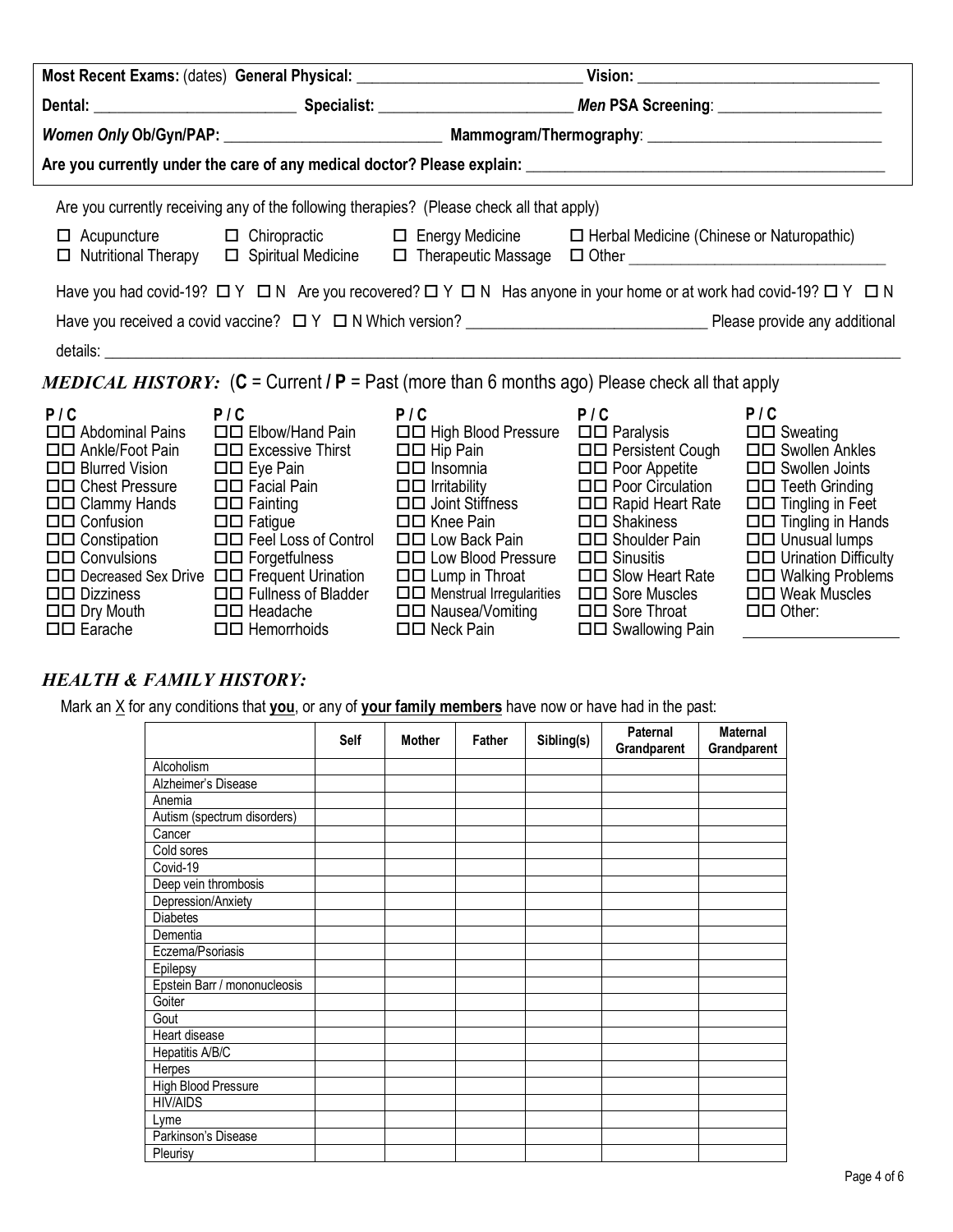**Most Recent Exams:** (dates) **General Physical:** ____________________________ **Vision:** ______________________________

**Dental:** _________________________ **Specialist:** ________________________ ***Men* PSA Screening**: ____________________

***Women Only* Ob/Gyn/PAP:** ___________________________ **Mammogram/Thermography**: _____________________________

**Are you currently under the care of any medical doctor? Please explain:** _____________________________________________

Are you currently receiving any of the following therapies? (Please check all that apply)

☐ Acupuncture ☐ Chiropractic ☐ Energy Medicine ☐ Herbal Medicine (Chinese or Naturopathic)
☐ Nutritional Therapy ☐ Spiritual Medicine ☐ Therapeutic Massage ☐ Other ________________________________

Have you had covid-19? ☐ Y ☐ N Are you recovered? ☐ Y ☐ N Has anyone in your home or at work had covid-19? ☐ Y ☐ N

Have you received a covid vaccine? ☐ Y ☐ N Which version? ______________________________ Please provide any additional details: ______________________________________________________________________________________________

## *MEDICAL HISTORY:* (**C** = Current **/ P** = Past (more than 6 months ago) Please check all that apply

**P / C**
☐☐ Abdominal Pains
☐☐ Ankle/Foot Pain
☐☐ Blurred Vision
☐☐ Chest Pressure
☐☐ Clammy Hands
☐☐ Confusion
☐☐ Constipation
☐☐ Convulsions
☐☐ Decreased Sex Drive
☐☐ Dizziness
☐☐ Dry Mouth
☐☐ Earache

**P / C**
☐☐ Elbow/Hand Pain
☐☐ Excessive Thirst
☐☐ Eye Pain
☐☐ Facial Pain
☐☐ Fainting
☐☐ Fatigue
☐☐ Feel Loss of Control
☐☐ Forgetfulness
☐☐ Frequent Urination
☐☐ Fullness of Bladder
☐☐ Headache
☐☐ Hemorrhoids

**P / C**
☐☐ High Blood Pressure
☐☐ Hip Pain
☐☐ Insomnia
☐☐ Irritability
☐☐ Joint Stiffness
☐☐ Knee Pain
☐☐ Low Back Pain
☐☐ Low Blood Pressure
☐☐ Lump in Throat
☐☐ Menstrual Irregularities
☐☐ Nausea/Vomiting
☐☐ Neck Pain

**P / C**
☐☐ Paralysis
☐☐ Persistent Cough
☐☐ Poor Appetite
☐☐ Poor Circulation
☐☐ Rapid Heart Rate
☐☐ Shakiness
☐☐ Shoulder Pain
☐☐ Sinusitis
☐☐ Slow Heart Rate
☐☐ Sore Muscles
☐☐ Sore Throat
☐☐ Swallowing Pain

**P / C**
☐☐ Sweating
☐☐ Swollen Ankles
☐☐ Swollen Joints
☐☐ Teeth Grinding
☐☐ Tingling in Feet
☐☐ Tingling in Hands
☐☐ Unusual lumps
☐☐ Urination Difficulty
☐☐ Walking Problems
☐☐ Weak Muscles
☐☐ Other: ____________

## *HEALTH & FAMILY HISTORY:*

Mark an X for any conditions that **you**, or any of **your family members** have now or have had in the past:

| | Self | Mother | Father | Sibling(s) | Paternal Grandparent | Maternal Grandparent |
|---|---|---|---|---|---|---|
| Alcoholism | | | | | | |
| Alzheimer's Disease | | | | | | |
| Anemia | | | | | | |
| Autism (spectrum disorders) | | | | | | |
| Cancer | | | | | | |
| Cold sores | | | | | | |
| Covid-19 | | | | | | |
| Deep vein thrombosis | | | | | | |
| Depression/Anxiety | | | | | | |
| Diabetes | | | | | | |
| Dementia | | | | | | |
| Eczema/Psoriasis | | | | | | |
| Epilepsy | | | | | | |
| Epstein Barr / mononucleosis | | | | | | |
| Goiter | | | | | | |
| Gout | | | | | | |
| Heart disease | | | | | | |
| Hepatitis A/B/C | | | | | | |
| Herpes | | | | | | |
| High Blood Pressure | | | | | | |
| HIV/AIDS | | | | | | |
| Lyme | | | | | | |
| Parkinson's Disease | | | | | | |
| Pleurisy | | | | | | |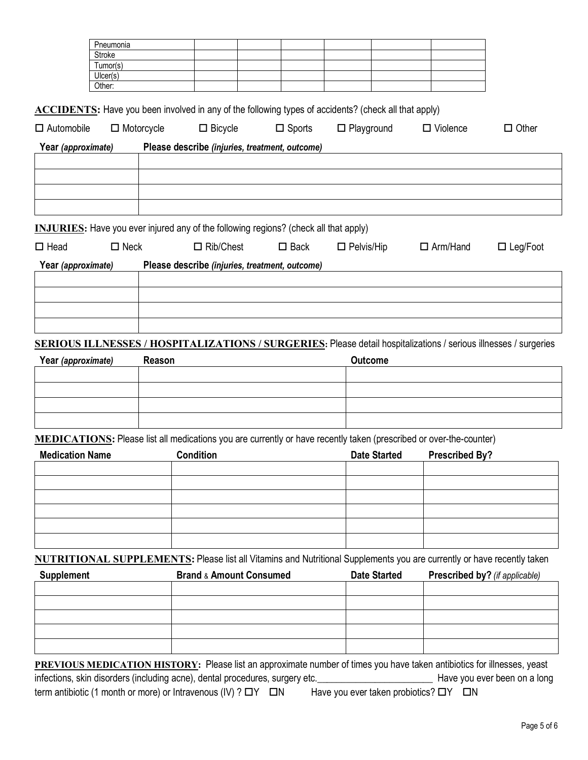| | | | | | | |
|---|---|---|---|---|---|---|
| Pneumonia | | | | | | |
| Stroke | | | | | | |
| Tumor(s) | | | | | | |
| Ulcer(s) | | | | | | |
| Other: | | | | | | |

**ACCIDENTS:** Have you been involved in any of the following types of accidents? (check all that apply)

☐ Automobile ☐ Motorcycle ☐ Bicycle ☐ Sports ☐ Playground ☐ Violence ☐ Other

| Year *(approximate)* | Please describe *(injuries, treatment, outcome)* |
|---|---|
| | |
| | |
| | |
| | |

**INJURIES:** Have you ever injured any of the following regions? (check all that apply)

☐ Head ☐ Neck ☐ Rib/Chest ☐ Back ☐ Pelvis/Hip ☐ Arm/Hand ☐ Leg/Foot

| Year *(approximate)* | Please describe *(injuries, treatment, outcome)* |
|---|---|
| | |
| | |
| | |
| | |

**SERIOUS ILLNESSES / HOSPITALIZATIONS / SURGERIES:** Please detail hospitalizations / serious illnesses / surgeries

| Year *(approximate)* | Reason | Outcome |
|---|---|---|
| | | |
| | | |
| | | |
| | | |

**MEDICATIONS:** Please list all medications you are currently or have recently taken (prescribed or over-the-counter)

| Medication Name | Condition | Date Started | Prescribed By? |
|---|---|---|---|
| | | | |
| | | | |
| | | | |
| | | | |
| | | | |
| | | | |

**NUTRITIONAL SUPPLEMENTS:** Please list all Vitamins and Nutritional Supplements you are currently or have recently taken

| Supplement | Brand & Amount Consumed | Date Started | Prescribed by? *(if applicable)* |
|---|---|---|---|
| | | | |
| | | | |
| | | | |
| | | | |
| | | | |

**PREVIOUS MEDICATION HISTORY:** Please list an approximate number of times you have taken antibiotics for illnesses, yeast infections, skin disorders (including acne), dental procedures, surgery etc.________________________ Have you ever been on a long term antibiotic (1 month or more) or Intravenous (IV) ? ☐Y ☐N Have you ever taken probiotics? ☐Y ☐N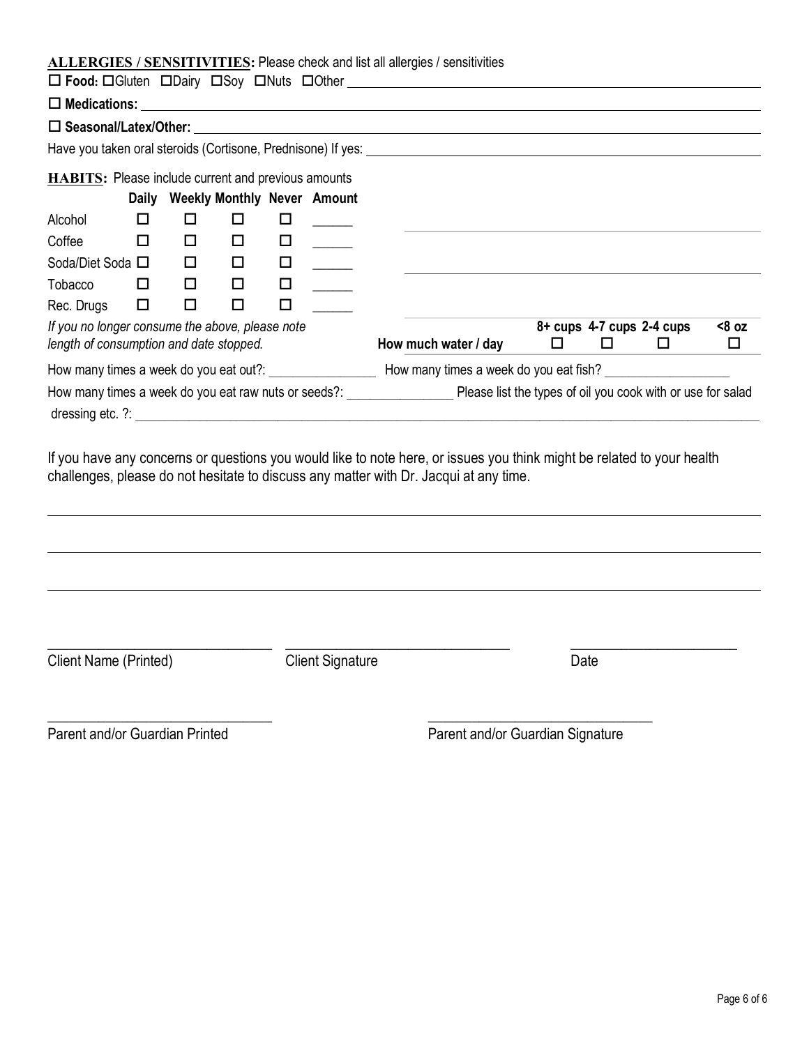**ALLERGIES / SENSITIVITIES:** Please check and list all allergies / sensitivities

☐ **Food:** ☐Gluten ☐Dairy ☐Soy ☐Nuts ☐Other ____________________

☐ **Medications:** ____________________

☐ **Seasonal/Latex/Other:** ____________________

Have you taken oral steroids (Cortisone, Prednisone) If yes: ____________________

**HABITS:** Please include current and previous amounts

| | Daily | Weekly | Monthly | Never | Amount | |
|---|---|---|---|---|---|---|
| Alcohol | ☐ | ☐ | ☐ | ☐ | ______ | ____________________ |
| Coffee | ☐ | ☐ | ☐ | ☐ | ______ | |
| Soda/Diet Soda | ☐ | ☐ | ☐ | ☐ | ______ | ____________________ |
| Tobacco | ☐ | ☐ | ☐ | ☐ | ______ | |
| Rec. Drugs | ☐ | ☐ | ☐ | ☐ | ______ | |

*If you no longer consume the above, please note length of consumption and date stopped.*

| | 8+ cups | 4-7 cups | 2-4 cups | <8 oz |
|---|---|---|---|---|
| **How much water / day** | ☐ | ☐ | ☐ | ☐ |

How many times a week do you eat out?: ______________ How many times a week do you eat fish? ______________

How many times a week do you eat raw nuts or seeds?: ______________ Please list the types of oil you cook with or use for salad dressing etc. ?: ____________________

If you have any concerns or questions you would like to note here, or issues you think might be related to your health challenges, please do not hesitate to discuss any matter with Dr. Jacqui at any time.

____________________

____________________

____________________

____________________ ____________________ ____________________

Client Name (Printed) Client Signature Date

____________________ ____________________

Parent and/or Guardian Printed Parent and/or Guardian Signature